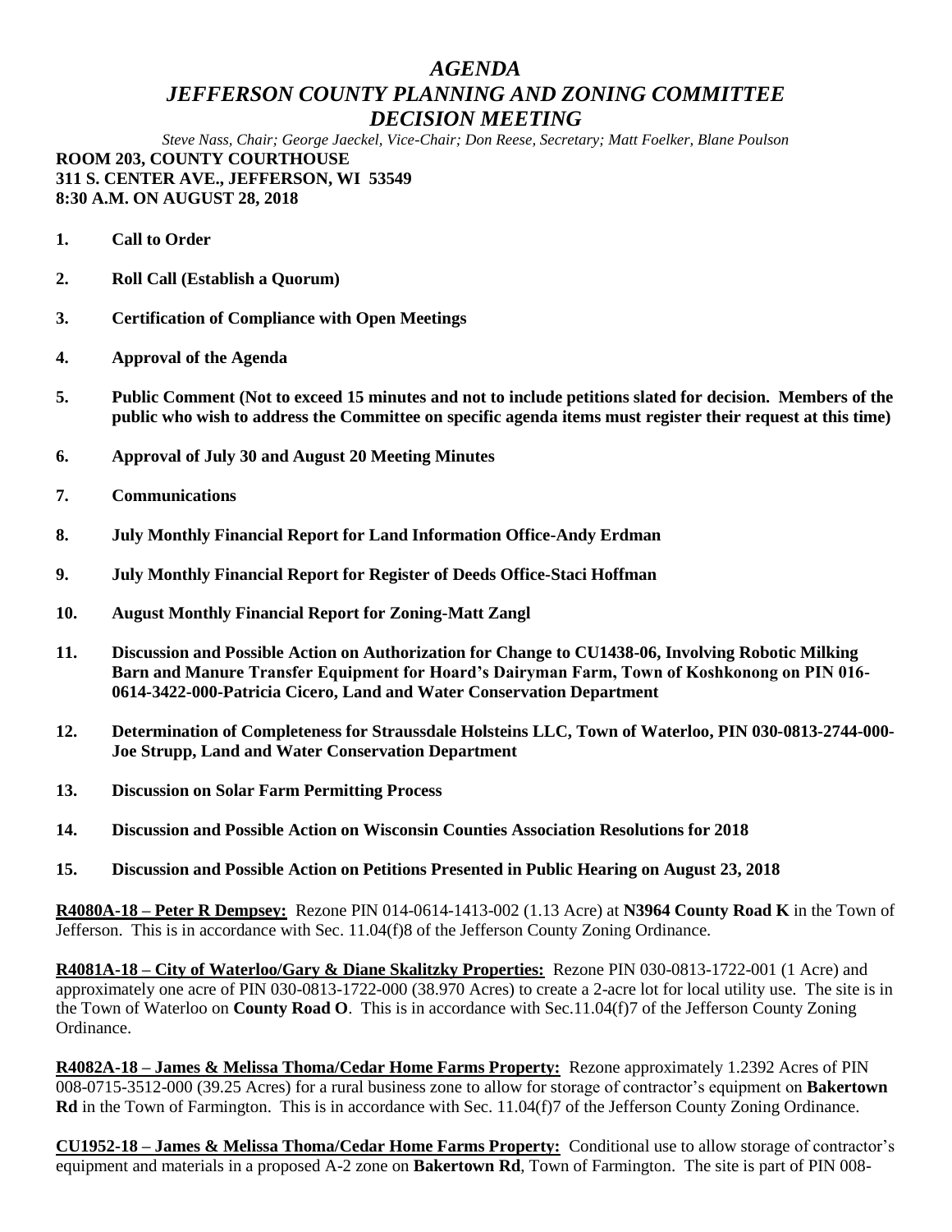# *AGENDA*
# *JEFFERSON COUNTY PLANNING AND ZONING COMMITTEE*
# *DECISION MEETING*

*Steve Nass, Chair; George Jaeckel, Vice-Chair; Don Reese, Secretary; Matt Foelker, Blane Poulson*

**ROOM 203, COUNTY COURTHOUSE**
**311 S. CENTER AVE., JEFFERSON, WI 53549**
**8:30 A.M. ON AUGUST 28, 2018**

1. **Call to Order**

2. **Roll Call (Establish a Quorum)**

3. **Certification of Compliance with Open Meetings**

4. **Approval of the Agenda**

5. **Public Comment (Not to exceed 15 minutes and not to include petitions slated for decision. Members of the public who wish to address the Committee on specific agenda items must register their request at this time)**

6. **Approval of July 30 and August 20 Meeting Minutes**

7. **Communications**

8. **July Monthly Financial Report for Land Information Office-Andy Erdman**

9. **July Monthly Financial Report for Register of Deeds Office-Staci Hoffman**

10. **August Monthly Financial Report for Zoning-Matt Zangl**

11. **Discussion and Possible Action on Authorization for Change to CU1438-06, Involving Robotic Milking Barn and Manure Transfer Equipment for Hoard's Dairyman Farm, Town of Koshkonong on PIN 016-0614-3422-000-Patricia Cicero, Land and Water Conservation Department**

12. **Determination of Completeness for Straussdale Holsteins LLC, Town of Waterloo, PIN 030-0813-2744-000-Joe Strupp, Land and Water Conservation Department**

13. **Discussion on Solar Farm Permitting Process**

14. **Discussion and Possible Action on Wisconsin Counties Association Resolutions for 2018**

15. **Discussion and Possible Action on Petitions Presented in Public Hearing on August 23, 2018**

**R4080A-18 – Peter R Dempsey:** Rezone PIN 014-0614-1413-002 (1.13 Acre) at **N3964 County Road K** in the Town of Jefferson. This is in accordance with Sec. 11.04(f)8 of the Jefferson County Zoning Ordinance.

**R4081A-18 – City of Waterloo/Gary & Diane Skalitzky Properties:** Rezone PIN 030-0813-1722-001 (1 Acre) and approximately one acre of PIN 030-0813-1722-000 (38.970 Acres) to create a 2-acre lot for local utility use. The site is in the Town of Waterloo on **County Road O**. This is in accordance with Sec.11.04(f)7 of the Jefferson County Zoning Ordinance.

**R4082A-18 – James & Melissa Thoma/Cedar Home Farms Property:** Rezone approximately 1.2392 Acres of PIN 008-0715-3512-000 (39.25 Acres) for a rural business zone to allow for storage of contractor's equipment on **Bakertown Rd** in the Town of Farmington. This is in accordance with Sec. 11.04(f)7 of the Jefferson County Zoning Ordinance.

**CU1952-18 – James & Melissa Thoma/Cedar Home Farms Property:** Conditional use to allow storage of contractor's equipment and materials in a proposed A-2 zone on **Bakertown Rd**, Town of Farmington. The site is part of PIN 008-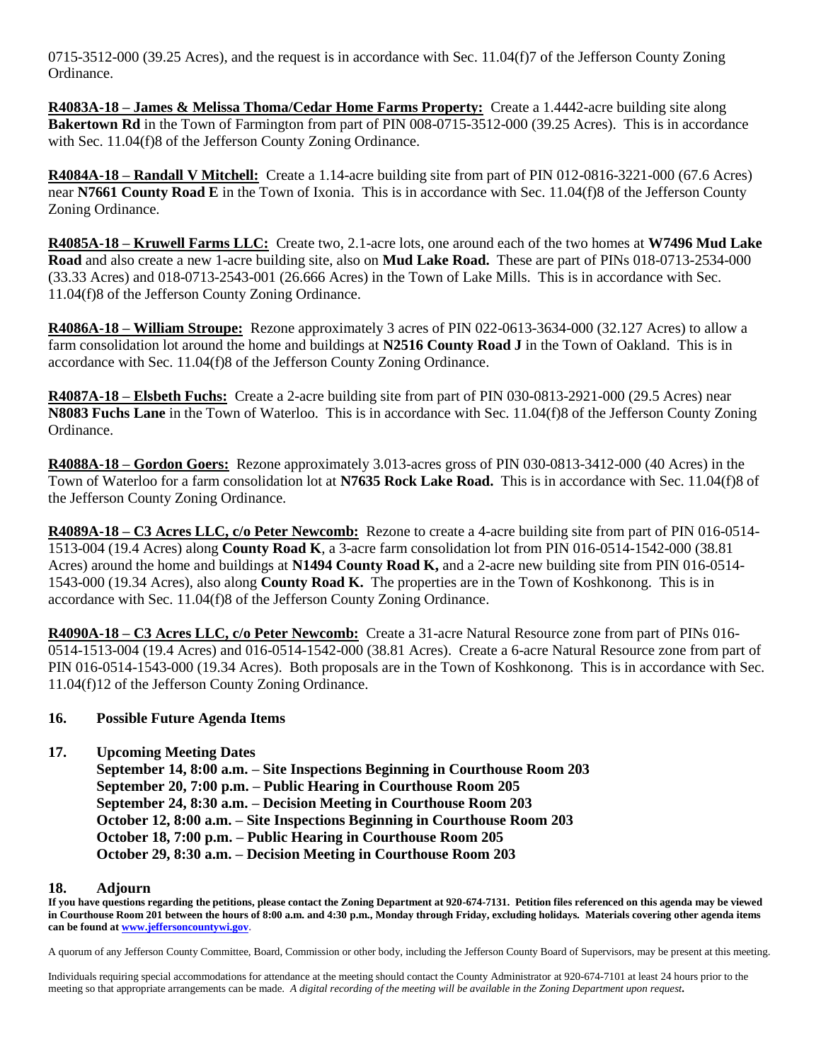0715-3512-000 (39.25 Acres), and the request is in accordance with Sec. 11.04(f)7 of the Jefferson County Zoning Ordinance.

**R4083A-18 – James & Melissa Thoma/Cedar Home Farms Property:** Create a 1.4442-acre building site along **Bakertown Rd** in the Town of Farmington from part of PIN 008-0715-3512-000 (39.25 Acres). This is in accordance with Sec. 11.04(f)8 of the Jefferson County Zoning Ordinance.

**R4084A-18 – Randall V Mitchell:** Create a 1.14-acre building site from part of PIN 012-0816-3221-000 (67.6 Acres) near **N7661 County Road E** in the Town of Ixonia. This is in accordance with Sec. 11.04(f)8 of the Jefferson County Zoning Ordinance.

**R4085A-18 – Kruwell Farms LLC:** Create two, 2.1-acre lots, one around each of the two homes at **W7496 Mud Lake Road** and also create a new 1-acre building site, also on **Mud Lake Road.** These are part of PINs 018-0713-2534-000 (33.33 Acres) and 018-0713-2543-001 (26.666 Acres) in the Town of Lake Mills. This is in accordance with Sec. 11.04(f)8 of the Jefferson County Zoning Ordinance.

**R4086A-18 – William Stroupe:** Rezone approximately 3 acres of PIN 022-0613-3634-000 (32.127 Acres) to allow a farm consolidation lot around the home and buildings at **N2516 County Road J** in the Town of Oakland. This is in accordance with Sec. 11.04(f)8 of the Jefferson County Zoning Ordinance.

**R4087A-18 – Elsbeth Fuchs:** Create a 2-acre building site from part of PIN 030-0813-2921-000 (29.5 Acres) near **N8083 Fuchs Lane** in the Town of Waterloo. This is in accordance with Sec. 11.04(f)8 of the Jefferson County Zoning Ordinance.

**R4088A-18 – Gordon Goers:** Rezone approximately 3.013-acres gross of PIN 030-0813-3412-000 (40 Acres) in the Town of Waterloo for a farm consolidation lot at **N7635 Rock Lake Road.** This is in accordance with Sec. 11.04(f)8 of the Jefferson County Zoning Ordinance.

**R4089A-18 – C3 Acres LLC, c/o Peter Newcomb:** Rezone to create a 4-acre building site from part of PIN 016-0514-1513-004 (19.4 Acres) along **County Road K**, a 3-acre farm consolidation lot from PIN 016-0514-1542-000 (38.81 Acres) around the home and buildings at **N1494 County Road K,** and a 2-acre new building site from PIN 016-0514-1543-000 (19.34 Acres), also along **County Road K.** The properties are in the Town of Koshkonong. This is in accordance with Sec. 11.04(f)8 of the Jefferson County Zoning Ordinance.

**R4090A-18 – C3 Acres LLC, c/o Peter Newcomb:** Create a 31-acre Natural Resource zone from part of PINs 016-0514-1513-004 (19.4 Acres) and 016-0514-1542-000 (38.81 Acres). Create a 6-acre Natural Resource zone from part of PIN 016-0514-1543-000 (19.34 Acres). Both proposals are in the Town of Koshkonong. This is in accordance with Sec. 11.04(f)12 of the Jefferson County Zoning Ordinance.

**16. Possible Future Agenda Items**

**17. Upcoming Meeting Dates**

**September 14, 8:00 a.m. – Site Inspections Beginning in Courthouse Room 203**
**September 20, 7:00 p.m. – Public Hearing in Courthouse Room 205**
**September 24, 8:30 a.m. – Decision Meeting in Courthouse Room 203**
**October 12, 8:00 a.m. – Site Inspections Beginning in Courthouse Room 203**
**October 18, 7:00 p.m. – Public Hearing in Courthouse Room 205**
**October 29, 8:30 a.m. – Decision Meeting in Courthouse Room 203**

**18. Adjourn**

**If you have questions regarding the petitions, please contact the Zoning Department at 920-674-7131. Petition files referenced on this agenda may be viewed in Courthouse Room 201 between the hours of 8:00 a.m. and 4:30 p.m., Monday through Friday, excluding holidays. Materials covering other agenda items can be found at www.jeffersoncountywi.gov.**

A quorum of any Jefferson County Committee, Board, Commission or other body, including the Jefferson County Board of Supervisors, may be present at this meeting.

Individuals requiring special accommodations for attendance at the meeting should contact the County Administrator at 920-674-7101 at least 24 hours prior to the meeting so that appropriate arrangements can be made. *A digital recording of the meeting will be available in the Zoning Department upon request.*